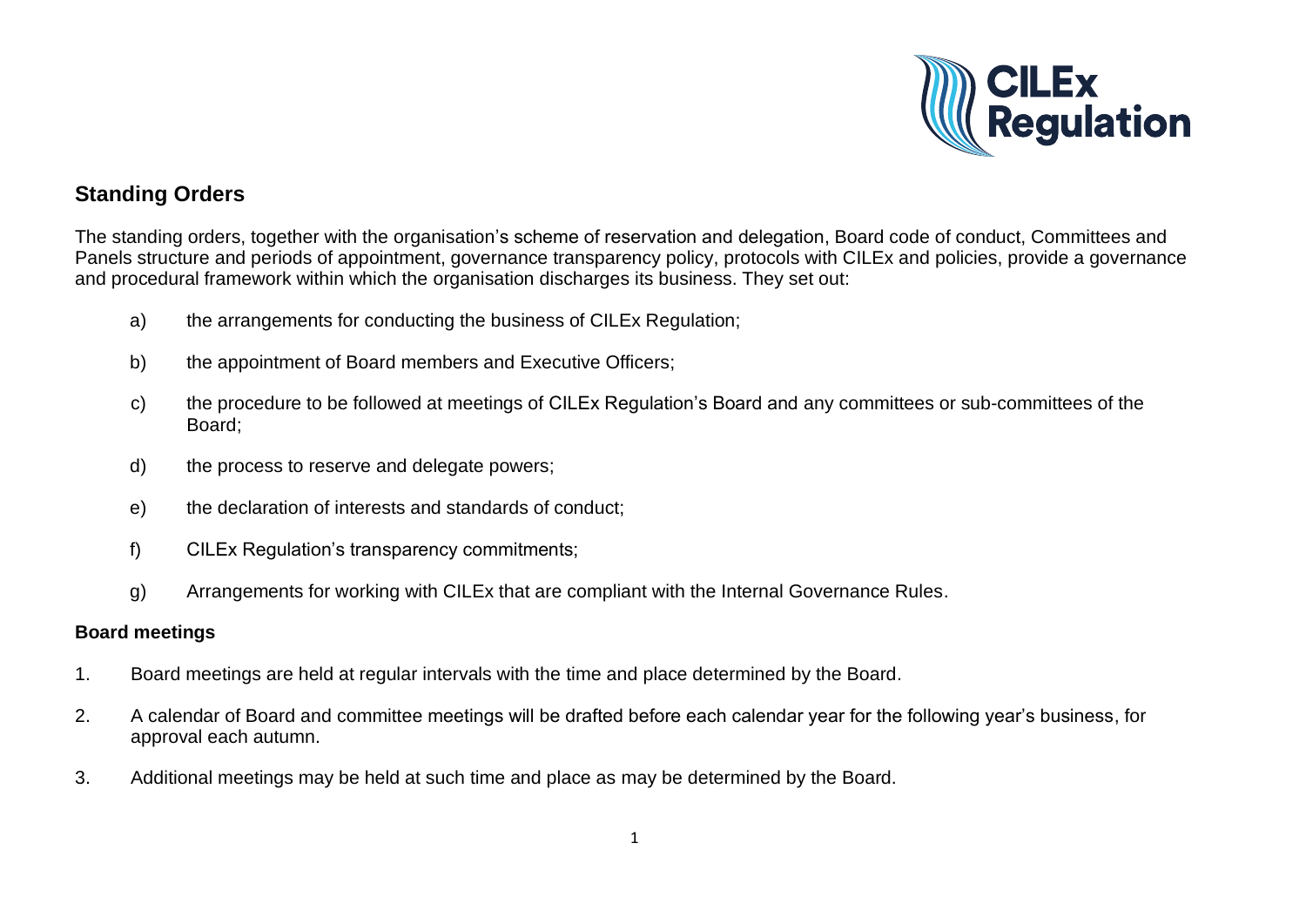## Standing Orders

The standing orders, together with the organisation's scheme of reservation and delegation, Board code of conduct, Committees and Panels structure and periods of appointment, governance transparency policy, protocols with CILEx and policies, provide a governance and procedural framework within which the organisation discharges its business. They set out:

a) the arrangements for conducting the business of CILEx Regulation;

b) the appointment of Board members and Executive Officers;

c) the procedure to be followed at meetings of CILEx Regulation's Board and any committees or sub-committees of the Board;

d) the process to reserve and delegate powers;

e) the declaration of interests and standards of conduct;

f) CILEx Regulation's transparency commitments;

g) Arrangements for working with CILEx that are compliant with the Internal Governance Rules.

### Board meetings

1. Board meetings are held at regular intervals with the time and place determined by the Board.

2. A calendar of Board and committee meetings will be drafted before each calendar year for the following year's business, for approval each autumn.

3. Additional meetings may be held at such time and place as may be determined by the Board.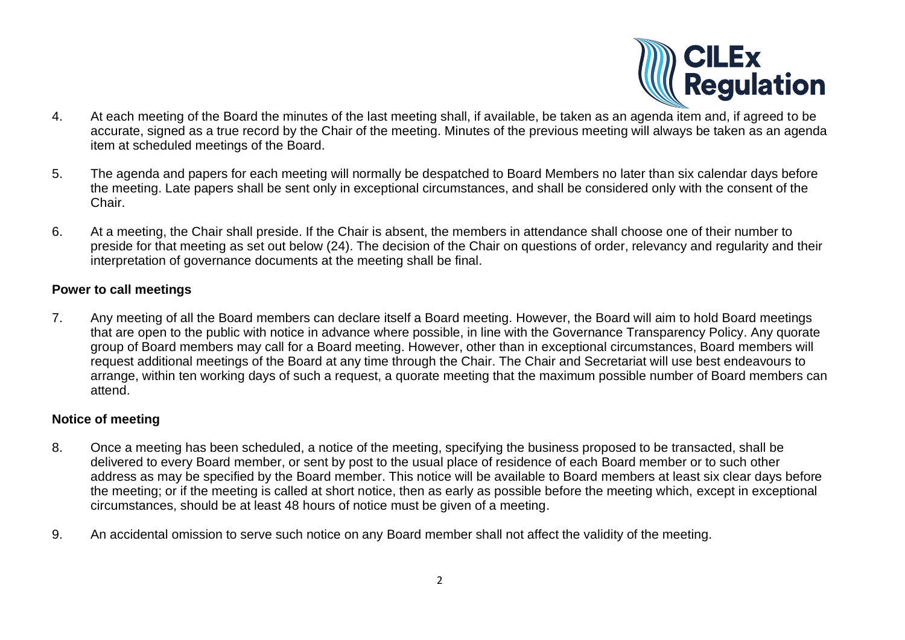4. At each meeting of the Board the minutes of the last meeting shall, if available, be taken as an agenda item and, if agreed to be accurate, signed as a true record by the Chair of the meeting. Minutes of the previous meeting will always be taken as an agenda item at scheduled meetings of the Board.

5. The agenda and papers for each meeting will normally be despatched to Board Members no later than six calendar days before the meeting. Late papers shall be sent only in exceptional circumstances, and shall be considered only with the consent of the Chair.

6. At a meeting, the Chair shall preside. If the Chair is absent, the members in attendance shall choose one of their number to preside for that meeting as set out below (24). The decision of the Chair on questions of order, relevancy and regularity and their interpretation of governance documents at the meeting shall be final.

**Power to call meetings**

7. Any meeting of all the Board members can declare itself a Board meeting. However, the Board will aim to hold Board meetings that are open to the public with notice in advance where possible, in line with the Governance Transparency Policy. Any quorate group of Board members may call for a Board meeting. However, other than in exceptional circumstances, Board members will request additional meetings of the Board at any time through the Chair. The Chair and Secretariat will use best endeavours to arrange, within ten working days of such a request, a quorate meeting that the maximum possible number of Board members can attend.

**Notice of meeting**

8. Once a meeting has been scheduled, a notice of the meeting, specifying the business proposed to be transacted, shall be delivered to every Board member, or sent by post to the usual place of residence of each Board member or to such other address as may be specified by the Board member. This notice will be available to Board members at least six clear days before the meeting; or if the meeting is called at short notice, then as early as possible before the meeting which, except in exceptional circumstances, should be at least 48 hours of notice must be given of a meeting.

9. An accidental omission to serve such notice on any Board member shall not affect the validity of the meeting.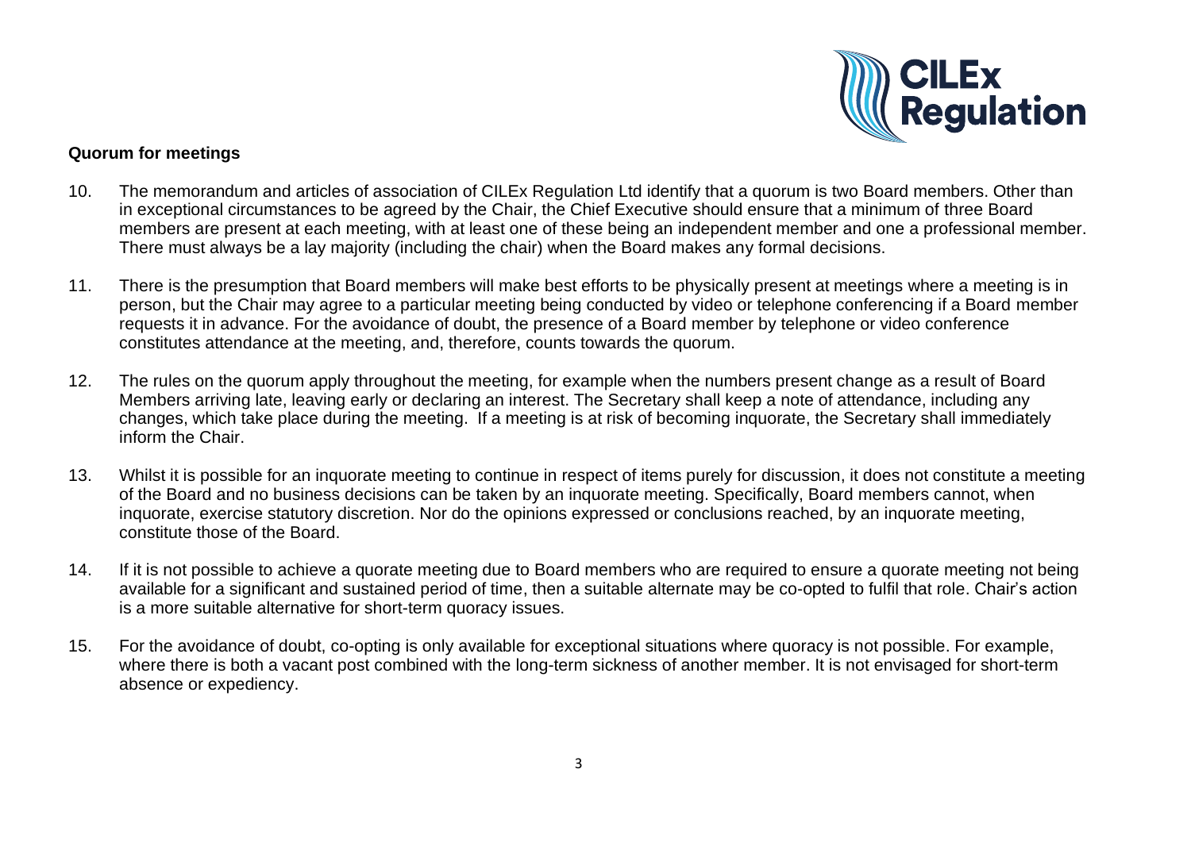**Quorum for meetings**

10. The memorandum and articles of association of CILEx Regulation Ltd identify that a quorum is two Board members. Other than in exceptional circumstances to be agreed by the Chair, the Chief Executive should ensure that a minimum of three Board members are present at each meeting, with at least one of these being an independent member and one a professional member. There must always be a lay majority (including the chair) when the Board makes any formal decisions.

11. There is the presumption that Board members will make best efforts to be physically present at meetings where a meeting is in person, but the Chair may agree to a particular meeting being conducted by video or telephone conferencing if a Board member requests it in advance. For the avoidance of doubt, the presence of a Board member by telephone or video conference constitutes attendance at the meeting, and, therefore, counts towards the quorum.

12. The rules on the quorum apply throughout the meeting, for example when the numbers present change as a result of Board Members arriving late, leaving early or declaring an interest. The Secretary shall keep a note of attendance, including any changes, which take place during the meeting. If a meeting is at risk of becoming inquorate, the Secretary shall immediately inform the Chair.

13. Whilst it is possible for an inquorate meeting to continue in respect of items purely for discussion, it does not constitute a meeting of the Board and no business decisions can be taken by an inquorate meeting. Specifically, Board members cannot, when inquorate, exercise statutory discretion. Nor do the opinions expressed or conclusions reached, by an inquorate meeting, constitute those of the Board.

14. If it is not possible to achieve a quorate meeting due to Board members who are required to ensure a quorate meeting not being available for a significant and sustained period of time, then a suitable alternate may be co-opted to fulfil that role. Chair's action is a more suitable alternative for short-term quoracy issues.

15. For the avoidance of doubt, co-opting is only available for exceptional situations where quoracy is not possible. For example, where there is both a vacant post combined with the long-term sickness of another member. It is not envisaged for short-term absence or expediency.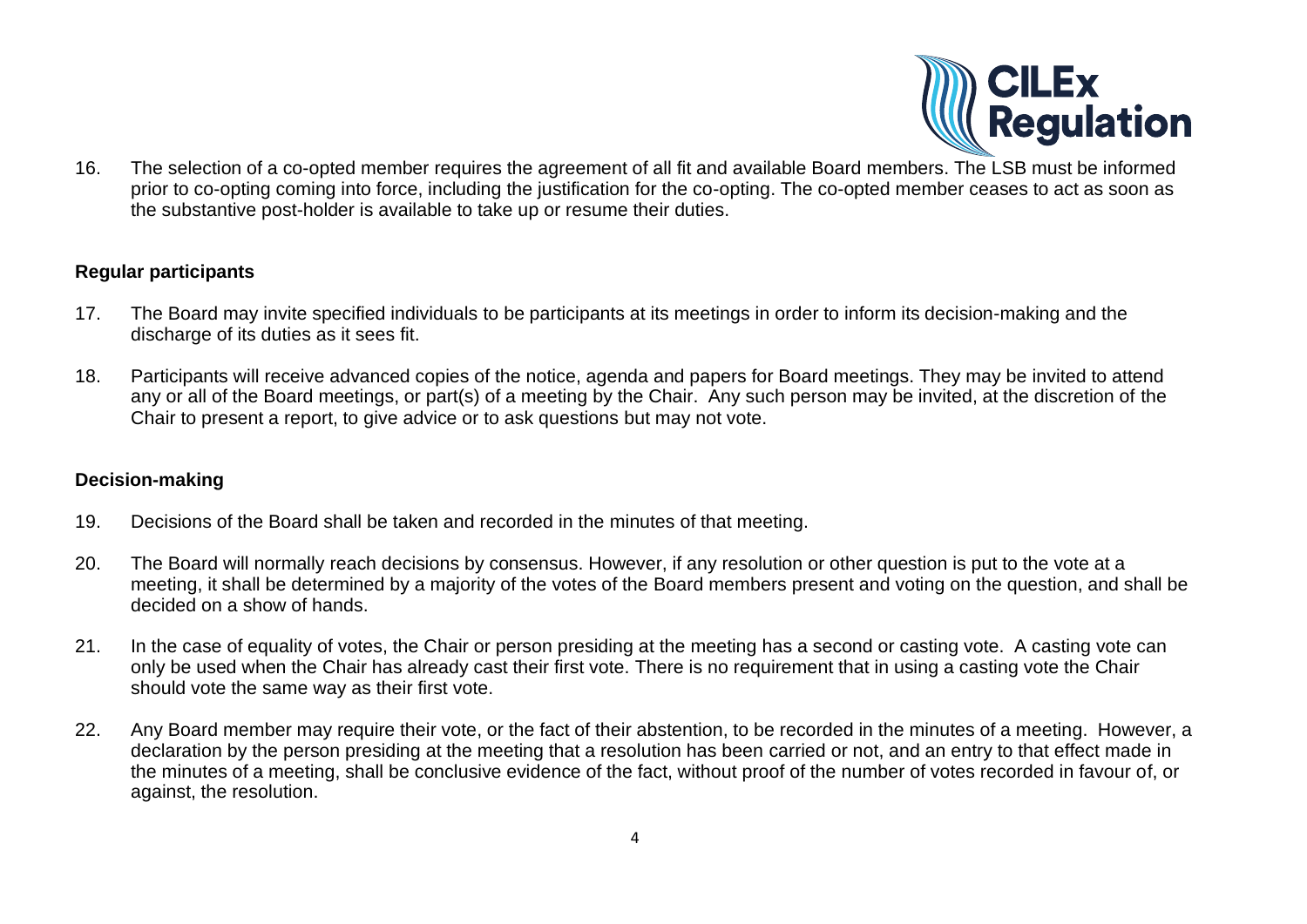16. The selection of a co-opted member requires the agreement of all fit and available Board members. The LSB must be informed prior to co-opting coming into force, including the justification for the co-opting. The co-opted member ceases to act as soon as the substantive post-holder is available to take up or resume their duties.

### Regular participants

17. The Board may invite specified individuals to be participants at its meetings in order to inform its decision-making and the discharge of its duties as it sees fit.

18. Participants will receive advanced copies of the notice, agenda and papers for Board meetings. They may be invited to attend any or all of the Board meetings, or part(s) of a meeting by the Chair. Any such person may be invited, at the discretion of the Chair to present a report, to give advice or to ask questions but may not vote.

### Decision-making

19. Decisions of the Board shall be taken and recorded in the minutes of that meeting.

20. The Board will normally reach decisions by consensus. However, if any resolution or other question is put to the vote at a meeting, it shall be determined by a majority of the votes of the Board members present and voting on the question, and shall be decided on a show of hands.

21. In the case of equality of votes, the Chair or person presiding at the meeting has a second or casting vote. A casting vote can only be used when the Chair has already cast their first vote. There is no requirement that in using a casting vote the Chair should vote the same way as their first vote.

22. Any Board member may require their vote, or the fact of their abstention, to be recorded in the minutes of a meeting. However, a declaration by the person presiding at the meeting that a resolution has been carried or not, and an entry to that effect made in the minutes of a meeting, shall be conclusive evidence of the fact, without proof of the number of votes recorded in favour of, or against, the resolution.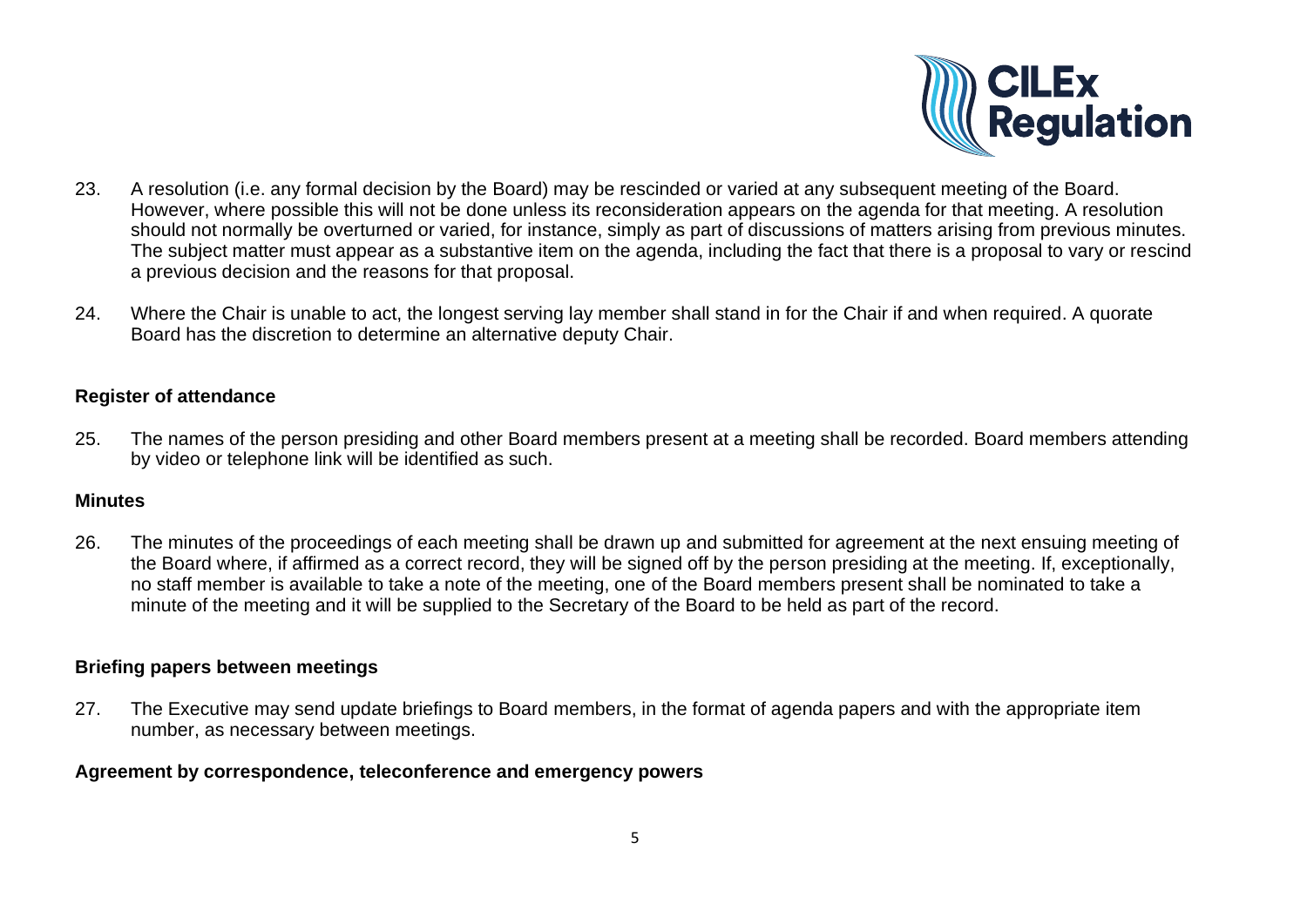23. A resolution (i.e. any formal decision by the Board) may be rescinded or varied at any subsequent meeting of the Board. However, where possible this will not be done unless its reconsideration appears on the agenda for that meeting. A resolution should not normally be overturned or varied, for instance, simply as part of discussions of matters arising from previous minutes. The subject matter must appear as a substantive item on the agenda, including the fact that there is a proposal to vary or rescind a previous decision and the reasons for that proposal.

24. Where the Chair is unable to act, the longest serving lay member shall stand in for the Chair if and when required. A quorate Board has the discretion to determine an alternative deputy Chair.

**Register of attendance**

25. The names of the person presiding and other Board members present at a meeting shall be recorded. Board members attending by video or telephone link will be identified as such.

**Minutes**

26. The minutes of the proceedings of each meeting shall be drawn up and submitted for agreement at the next ensuing meeting of the Board where, if affirmed as a correct record, they will be signed off by the person presiding at the meeting. If, exceptionally, no staff member is available to take a note of the meeting, one of the Board members present shall be nominated to take a minute of the meeting and it will be supplied to the Secretary of the Board to be held as part of the record.

**Briefing papers between meetings**

27. The Executive may send update briefings to Board members, in the format of agenda papers and with the appropriate item number, as necessary between meetings.

**Agreement by correspondence, teleconference and emergency powers**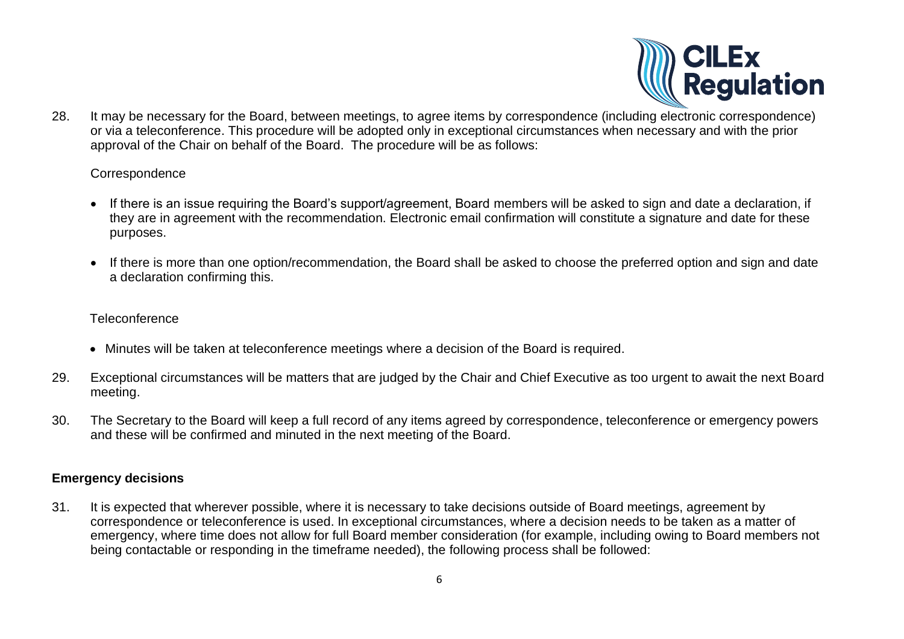28. It may be necessary for the Board, between meetings, to agree items by correspondence (including electronic correspondence) or via a teleconference. This procedure will be adopted only in exceptional circumstances when necessary and with the prior approval of the Chair on behalf of the Board. The procedure will be as follows:

    Correspondence

    - If there is an issue requiring the Board's support/agreement, Board members will be asked to sign and date a declaration, if they are in agreement with the recommendation. Electronic email confirmation will constitute a signature and date for these purposes.
    - If there is more than one option/recommendation, the Board shall be asked to choose the preferred option and sign and date a declaration confirming this.

    Teleconference

    - Minutes will be taken at teleconference meetings where a decision of the Board is required.

29. Exceptional circumstances will be matters that are judged by the Chair and Chief Executive as too urgent to await the next Board meeting.

30. The Secretary to the Board will keep a full record of any items agreed by correspondence, teleconference or emergency powers and these will be confirmed and minuted in the next meeting of the Board.

**Emergency decisions**

31. It is expected that wherever possible, where it is necessary to take decisions outside of Board meetings, agreement by correspondence or teleconference is used. In exceptional circumstances, where a decision needs to be taken as a matter of emergency, where time does not allow for full Board member consideration (for example, including owing to Board members not being contactable or responding in the timeframe needed), the following process shall be followed: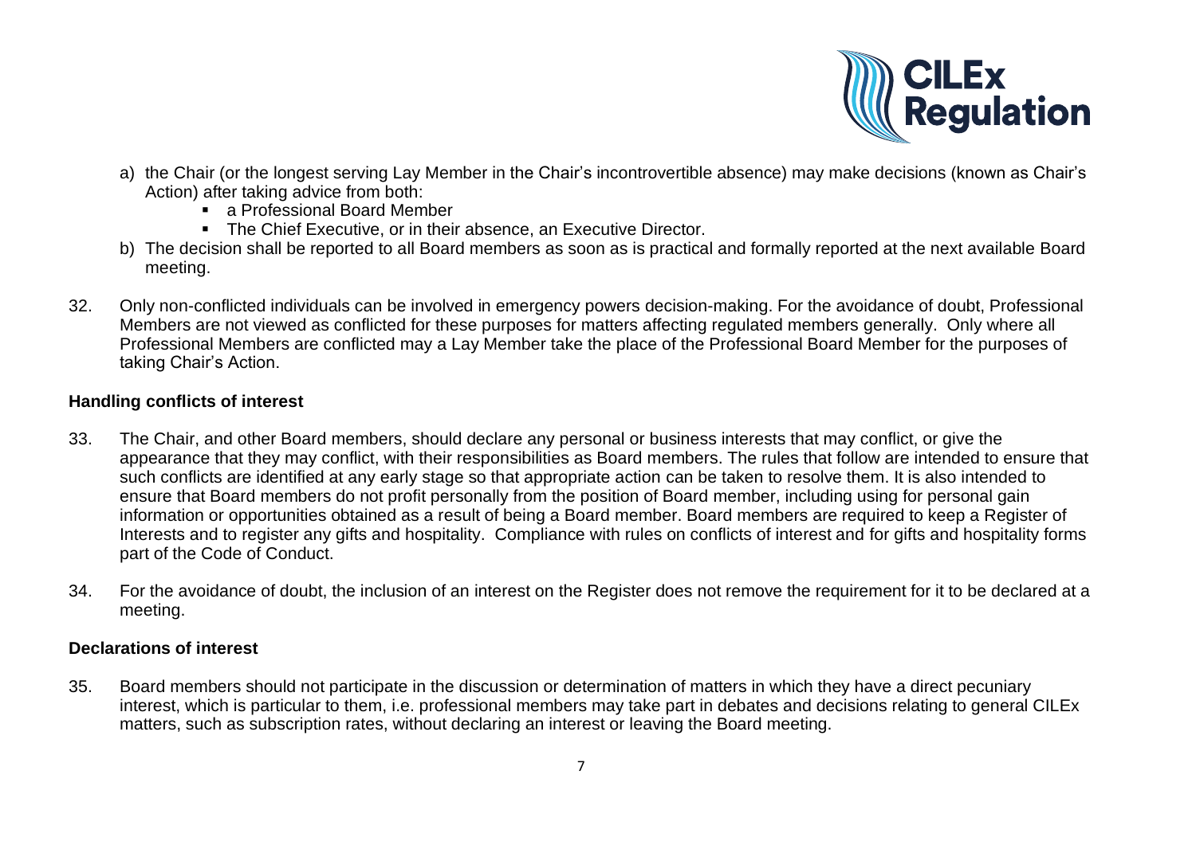a) the Chair (or the longest serving Lay Member in the Chair's incontrovertible absence) may make decisions (known as Chair's Action) after taking advice from both:
    - a Professional Board Member
    - The Chief Executive, or in their absence, an Executive Director.

b) The decision shall be reported to all Board members as soon as is practical and formally reported at the next available Board meeting.

32. Only non-conflicted individuals can be involved in emergency powers decision-making. For the avoidance of doubt, Professional Members are not viewed as conflicted for these purposes for matters affecting regulated members generally. Only where all Professional Members are conflicted may a Lay Member take the place of the Professional Board Member for the purposes of taking Chair's Action.

**Handling conflicts of interest**

33. The Chair, and other Board members, should declare any personal or business interests that may conflict, or give the appearance that they may conflict, with their responsibilities as Board members. The rules that follow are intended to ensure that such conflicts are identified at any early stage so that appropriate action can be taken to resolve them. It is also intended to ensure that Board members do not profit personally from the position of Board member, including using for personal gain information or opportunities obtained as a result of being a Board member. Board members are required to keep a Register of Interests and to register any gifts and hospitality. Compliance with rules on conflicts of interest and for gifts and hospitality forms part of the Code of Conduct.

34. For the avoidance of doubt, the inclusion of an interest on the Register does not remove the requirement for it to be declared at a meeting.

**Declarations of interest**

35. Board members should not participate in the discussion or determination of matters in which they have a direct pecuniary interest, which is particular to them, i.e. professional members may take part in debates and decisions relating to general CILEx matters, such as subscription rates, without declaring an interest or leaving the Board meeting.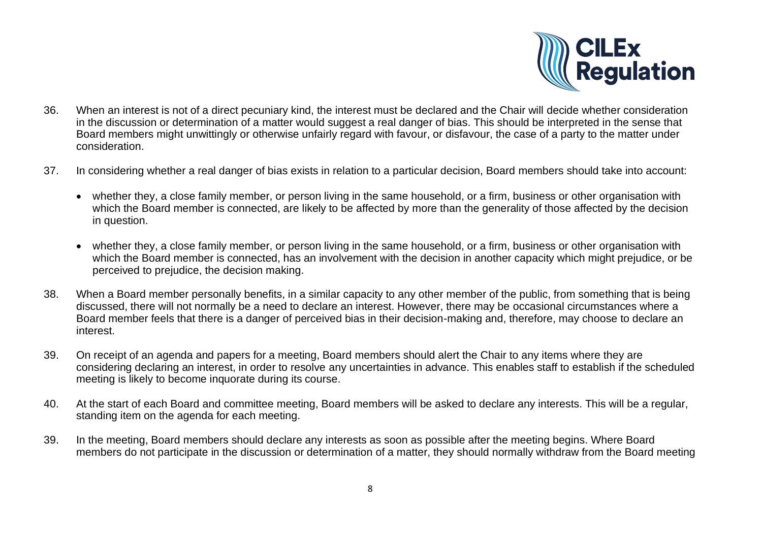36. When an interest is not of a direct pecuniary kind, the interest must be declared and the Chair will decide whether consideration in the discussion or determination of a matter would suggest a real danger of bias. This should be interpreted in the sense that Board members might unwittingly or otherwise unfairly regard with favour, or disfavour, the case of a party to the matter under consideration.

37. In considering whether a real danger of bias exists in relation to a particular decision, Board members should take into account:

    - whether they, a close family member, or person living in the same household, or a firm, business or other organisation with which the Board member is connected, are likely to be affected by more than the generality of those affected by the decision in question.

    - whether they, a close family member, or person living in the same household, or a firm, business or other organisation with which the Board member is connected, has an involvement with the decision in another capacity which might prejudice, or be perceived to prejudice, the decision making.

38. When a Board member personally benefits, in a similar capacity to any other member of the public, from something that is being discussed, there will not normally be a need to declare an interest. However, there may be occasional circumstances where a Board member feels that there is a danger of perceived bias in their decision-making and, therefore, may choose to declare an interest.

39. On receipt of an agenda and papers for a meeting, Board members should alert the Chair to any items where they are considering declaring an interest, in order to resolve any uncertainties in advance. This enables staff to establish if the scheduled meeting is likely to become inquorate during its course.

40. At the start of each Board and committee meeting, Board members will be asked to declare any interests. This will be a regular, standing item on the agenda for each meeting.

39. In the meeting, Board members should declare any interests as soon as possible after the meeting begins. Where Board members do not participate in the discussion or determination of a matter, they should normally withdraw from the Board meeting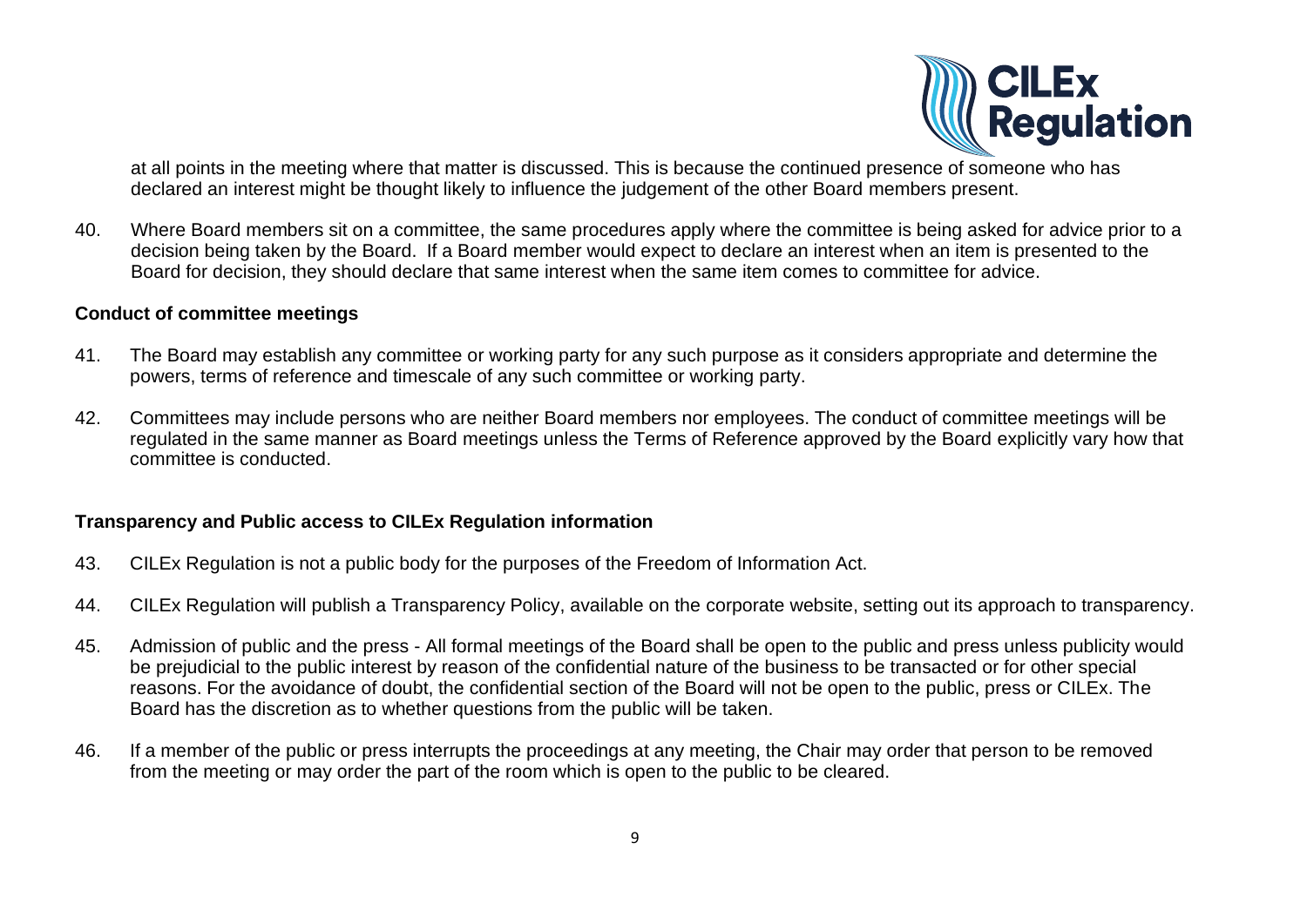at all points in the meeting where that matter is discussed. This is because the continued presence of someone who has declared an interest might be thought likely to influence the judgement of the other Board members present.

40. Where Board members sit on a committee, the same procedures apply where the committee is being asked for advice prior to a decision being taken by the Board. If a Board member would expect to declare an interest when an item is presented to the Board for decision, they should declare that same interest when the same item comes to committee for advice.

**Conduct of committee meetings**

41. The Board may establish any committee or working party for any such purpose as it considers appropriate and determine the powers, terms of reference and timescale of any such committee or working party.

42. Committees may include persons who are neither Board members nor employees. The conduct of committee meetings will be regulated in the same manner as Board meetings unless the Terms of Reference approved by the Board explicitly vary how that committee is conducted.

**Transparency and Public access to CILEx Regulation information**

43. CILEx Regulation is not a public body for the purposes of the Freedom of Information Act.

44. CILEx Regulation will publish a Transparency Policy, available on the corporate website, setting out its approach to transparency.

45. Admission of public and the press - All formal meetings of the Board shall be open to the public and press unless publicity would be prejudicial to the public interest by reason of the confidential nature of the business to be transacted or for other special reasons. For the avoidance of doubt, the confidential section of the Board will not be open to the public, press or CILEx. The Board has the discretion as to whether questions from the public will be taken.

46. If a member of the public or press interrupts the proceedings at any meeting, the Chair may order that person to be removed from the meeting or may order the part of the room which is open to the public to be cleared.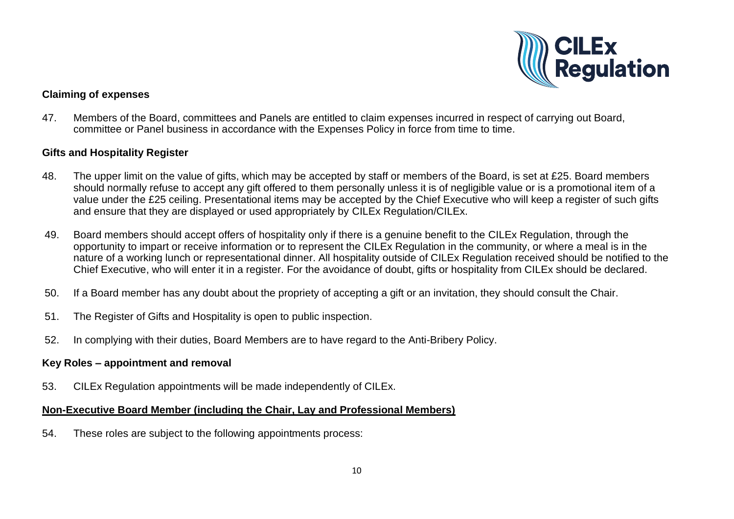### Claiming of expenses

47. Members of the Board, committees and Panels are entitled to claim expenses incurred in respect of carrying out Board, committee or Panel business in accordance with the Expenses Policy in force from time to time.

### Gifts and Hospitality Register

48. The upper limit on the value of gifts, which may be accepted by staff or members of the Board, is set at £25. Board members should normally refuse to accept any gift offered to them personally unless it is of negligible value or is a promotional item of a value under the £25 ceiling. Presentational items may be accepted by the Chief Executive who will keep a register of such gifts and ensure that they are displayed or used appropriately by CILEx Regulation/CILEx.

49. Board members should accept offers of hospitality only if there is a genuine benefit to the CILEx Regulation, through the opportunity to impart or receive information or to represent the CILEx Regulation in the community, or where a meal is in the nature of a working lunch or representational dinner. All hospitality outside of CILEx Regulation received should be notified to the Chief Executive, who will enter it in a register. For the avoidance of doubt, gifts or hospitality from CILEx should be declared.

50. If a Board member has any doubt about the propriety of accepting a gift or an invitation, they should consult the Chair.

51. The Register of Gifts and Hospitality is open to public inspection.

52. In complying with their duties, Board Members are to have regard to the Anti-Bribery Policy.

### Key Roles – appointment and removal

53. CILEx Regulation appointments will be made independently of CILEx.

#### Non-Executive Board Member (including the Chair, Lay and Professional Members)

54. These roles are subject to the following appointments process: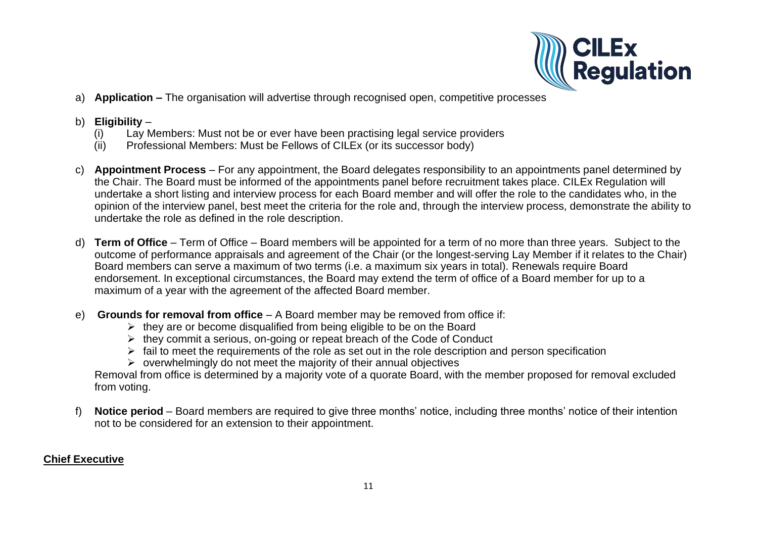a) **Application –** The organisation will advertise through recognised open, competitive processes

b) **Eligibility** –
   (i) Lay Members: Must not be or ever have been practising legal service providers
   (ii) Professional Members: Must be Fellows of CILEx (or its successor body)

c) **Appointment Process** – For any appointment, the Board delegates responsibility to an appointments panel determined by the Chair. The Board must be informed of the appointments panel before recruitment takes place. CILEx Regulation will undertake a short listing and interview process for each Board member and will offer the role to the candidates who, in the opinion of the interview panel, best meet the criteria for the role and, through the interview process, demonstrate the ability to undertake the role as defined in the role description.

d) **Term of Office** – Term of Office – Board members will be appointed for a term of no more than three years. Subject to the outcome of performance appraisals and agreement of the Chair (or the longest-serving Lay Member if it relates to the Chair) Board members can serve a maximum of two terms (i.e. a maximum six years in total). Renewals require Board endorsement. In exceptional circumstances, the Board may extend the term of office of a Board member for up to a maximum of a year with the agreement of the affected Board member.

e) **Grounds for removal from office** – A Board member may be removed from office if:
   - they are or become disqualified from being eligible to be on the Board
   - they commit a serious, on-going or repeat breach of the Code of Conduct
   - fail to meet the requirements of the role as set out in the role description and person specification
   - overwhelmingly do not meet the majority of their annual objectives

   Removal from office is determined by a majority vote of a quorate Board, with the member proposed for removal excluded from voting.

f) **Notice period** – Board members are required to give three months' notice, including three months' notice of their intention not to be considered for an extension to their appointment.

**Chief Executive**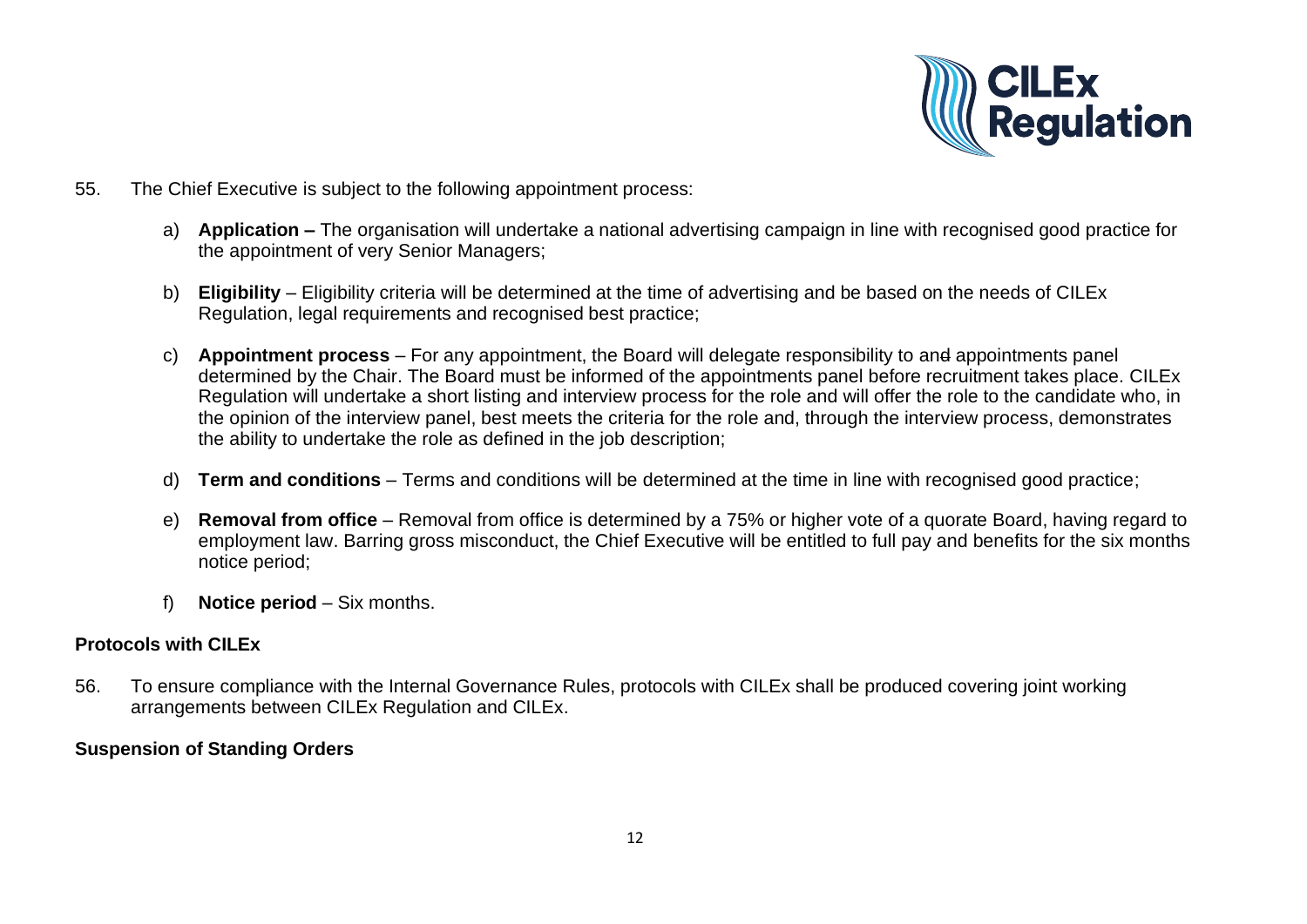55. The Chief Executive is subject to the following appointment process:

   a) **Application –** The organisation will undertake a national advertising campaign in line with recognised good practice for the appointment of very Senior Managers;

   b) **Eligibility** – Eligibility criteria will be determined at the time of advertising and be based on the needs of CILEx Regulation, legal requirements and recognised best practice;

   c) **Appointment process** – For any appointment, the Board will delegate responsibility to and appointments panel determined by the Chair. The Board must be informed of the appointments panel before recruitment takes place. CILEx Regulation will undertake a short listing and interview process for the role and will offer the role to the candidate who, in the opinion of the interview panel, best meets the criteria for the role and, through the interview process, demonstrates the ability to undertake the role as defined in the job description;

   d) **Term and conditions** – Terms and conditions will be determined at the time in line with recognised good practice;

   e) **Removal from office** – Removal from office is determined by a 75% or higher vote of a quorate Board, having regard to employment law. Barring gross misconduct, the Chief Executive will be entitled to full pay and benefits for the six months notice period;

   f) **Notice period** – Six months.

**Protocols with CILEx**

56. To ensure compliance with the Internal Governance Rules, protocols with CILEx shall be produced covering joint working arrangements between CILEx Regulation and CILEx.

**Suspension of Standing Orders**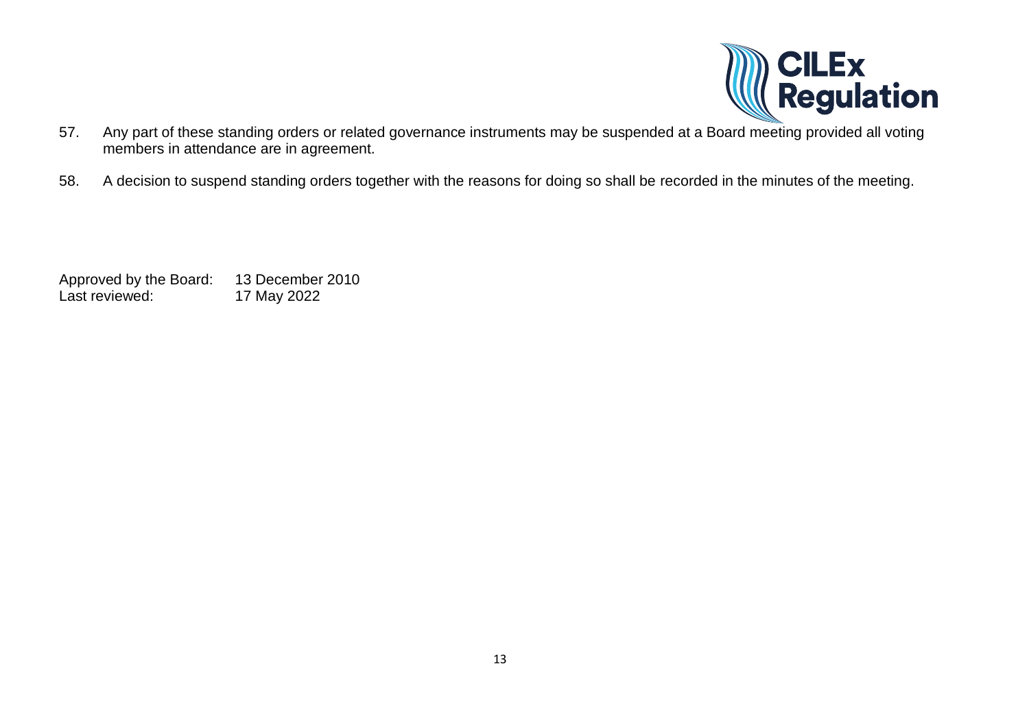57. Any part of these standing orders or related governance instruments may be suspended at a Board meeting provided all voting members in attendance are in agreement.

58. A decision to suspend standing orders together with the reasons for doing so shall be recorded in the minutes of the meeting.

Approved by the Board: 13 December 2010
Last reviewed: 17 May 2022